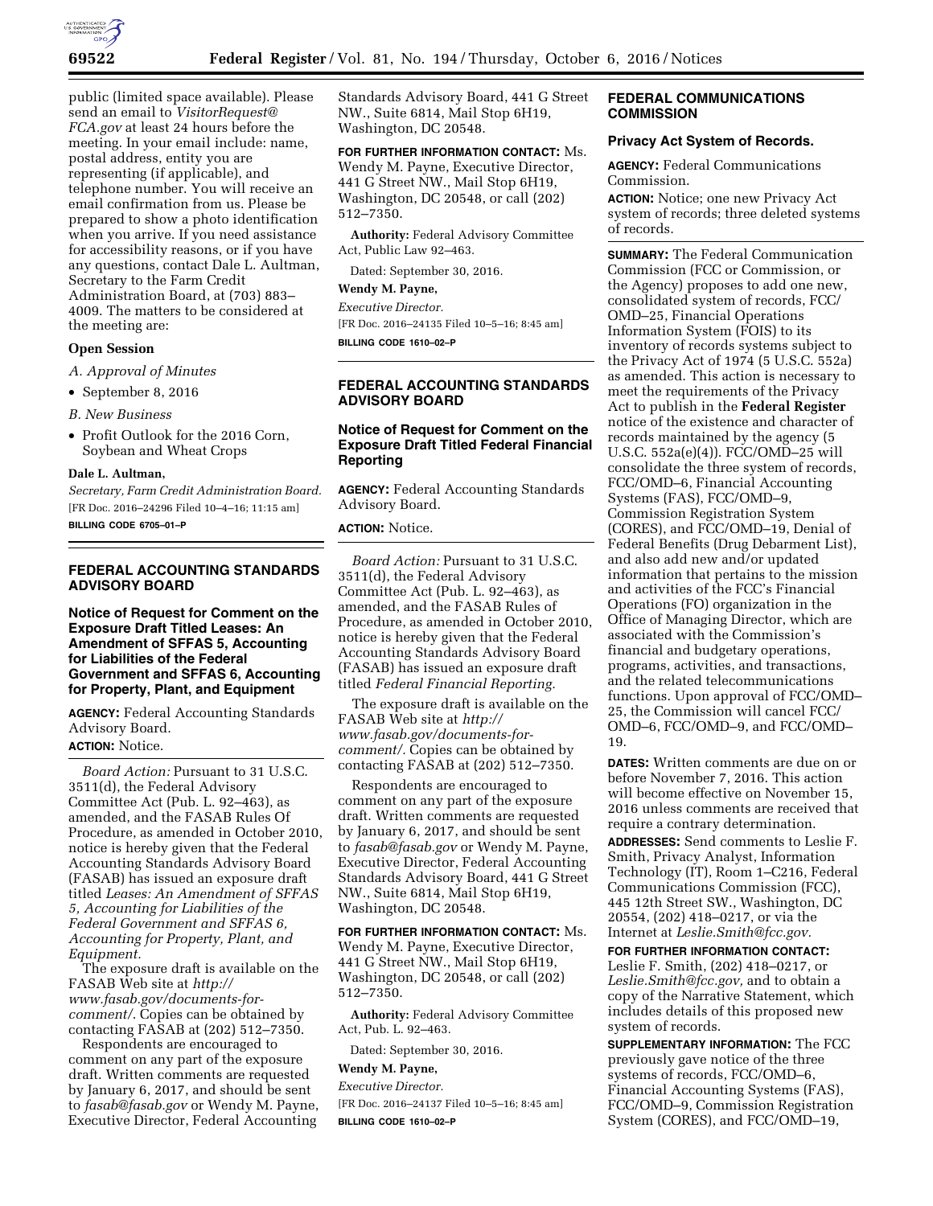public (limited space available). Please send an email to *VisitorRequest@FCA.gov* at least 24 hours before the meeting. In your email include: name, postal address, entity you are representing (if applicable), and telephone number. You will receive an email confirmation from us. Please be prepared to show a photo identification when you arrive. If you need assistance for accessibility reasons, or if you have any questions, contact Dale L. Aultman, Secretary to the Farm Credit Administration Board, at (703) 883–4009. The matters to be considered at the meeting are:

**Open Session**

*A. Approval of Minutes*

- September 8, 2016

*B. New Business*

- Profit Outlook for the 2016 Corn, Soybean and Wheat Crops

**Dale L. Aultman,**

*Secretary, Farm Credit Administration Board.*

[FR Doc. 2016–24296 Filed 10–4–16; 11:15 am]

**BILLING CODE 6705–01–P**

## FEDERAL ACCOUNTING STANDARDS ADVISORY BOARD

### Notice of Request for Comment on the Exposure Draft Titled Leases: An Amendment of SFFAS 5, Accounting for Liabilities of the Federal Government and SFFAS 6, Accounting for Property, Plant, and Equipment

**AGENCY:** Federal Accounting Standards Advisory Board.

**ACTION:** Notice.

*Board Action:* Pursuant to 31 U.S.C. 3511(d), the Federal Advisory Committee Act (Pub. L. 92–463), as amended, and the FASAB Rules Of Procedure, as amended in October 2010, notice is hereby given that the Federal Accounting Standards Advisory Board (FASAB) has issued an exposure draft titled *Leases: An Amendment of SFFAS 5, Accounting for Liabilities of the Federal Government and SFFAS 6, Accounting for Property, Plant, and Equipment.*

The exposure draft is available on the FASAB Web site at *http://www.fasab.gov/documents-for-comment/.* Copies can be obtained by contacting FASAB at (202) 512–7350.

Respondents are encouraged to comment on any part of the exposure draft. Written comments are requested by January 6, 2017, and should be sent to *fasab@fasab.gov* or Wendy M. Payne, Executive Director, Federal Accounting Standards Advisory Board, 441 G Street NW., Suite 6814, Mail Stop 6H19, Washington, DC 20548.

**FOR FURTHER INFORMATION CONTACT:** Ms. Wendy M. Payne, Executive Director, 441 G Street NW., Mail Stop 6H19, Washington, DC 20548, or call (202) 512–7350.

**Authority:** Federal Advisory Committee Act, Public Law 92–463.

Dated: September 30, 2016.

**Wendy M. Payne,**

*Executive Director.*

[FR Doc. 2016–24135 Filed 10–5–16; 8:45 am]

**BILLING CODE 1610–02–P**

## FEDERAL ACCOUNTING STANDARDS ADVISORY BOARD

### Notice of Request for Comment on the Exposure Draft Titled Federal Financial Reporting

**AGENCY:** Federal Accounting Standards Advisory Board.

**ACTION:** Notice.

*Board Action:* Pursuant to 31 U.S.C. 3511(d), the Federal Advisory Committee Act (Pub. L. 92–463), as amended, and the FASAB Rules of Procedure, as amended in October 2010, notice is hereby given that the Federal Accounting Standards Advisory Board (FASAB) has issued an exposure draft titled *Federal Financial Reporting.*

The exposure draft is available on the FASAB Web site at *http://www.fasab.gov/documents-for-comment/.* Copies can be obtained by contacting FASAB at (202) 512–7350.

Respondents are encouraged to comment on any part of the exposure draft. Written comments are requested by January 6, 2017, and should be sent to *fasab@fasab.gov* or Wendy M. Payne, Executive Director, Federal Accounting Standards Advisory Board, 441 G Street NW., Suite 6814, Mail Stop 6H19, Washington, DC 20548.

**FOR FURTHER INFORMATION CONTACT:** Ms. Wendy M. Payne, Executive Director, 441 G Street NW., Mail Stop 6H19, Washington, DC 20548, or call (202) 512–7350.

**Authority:** Federal Advisory Committee Act, Pub. L. 92–463.

Dated: September 30, 2016.

**Wendy M. Payne,**

*Executive Director.*

[FR Doc. 2016–24137 Filed 10–5–16; 8:45 am]

**BILLING CODE 1610–02–P**

## FEDERAL COMMUNICATIONS COMMISSION

### Privacy Act System of Records.

**AGENCY:** Federal Communications Commission.

**ACTION:** Notice; one new Privacy Act system of records; three deleted systems of records.

**SUMMARY:** The Federal Communication Commission (FCC or Commission, or the Agency) proposes to add one new, consolidated system of records, FCC/OMD–25, Financial Operations Information System (FOIS) to its inventory of records systems subject to the Privacy Act of 1974 (5 U.S.C. 552a) as amended. This action is necessary to meet the requirements of the Privacy Act to publish in the **Federal Register** notice of the existence and character of records maintained by the agency (5 U.S.C. 552a(e)(4)). FCC/OMD–25 will consolidate the three system of records, FCC/OMD–6, Financial Accounting Systems (FAS), FCC/OMD–9, Commission Registration System (CORES), and FCC/OMD–19, Denial of Federal Benefits (Drug Debarment List), and also add new and/or updated information that pertains to the mission and activities of the FCC's Financial Operations (FO) organization in the Office of Managing Director, which are associated with the Commission's financial and budgetary operations, programs, activities, and transactions, and the related telecommunications functions. Upon approval of FCC/OMD–25, the Commission will cancel FCC/OMD–6, FCC/OMD–9, and FCC/OMD–19.

**DATES:** Written comments are due on or before November 7, 2016. This action will become effective on November 15, 2016 unless comments are received that require a contrary determination.

**ADDRESSES:** Send comments to Leslie F. Smith, Privacy Analyst, Information Technology (IT), Room 1–C216, Federal Communications Commission (FCC), 445 12th Street SW., Washington, DC 20554, (202) 418–0217, or via the Internet at *Leslie.Smith@fcc.gov.*

**FOR FURTHER INFORMATION CONTACT:** Leslie F. Smith, (202) 418–0217, or *Leslie.Smith@fcc.gov,* and to obtain a copy of the Narrative Statement, which includes details of this proposed new system of records.

**SUPPLEMENTARY INFORMATION:** The FCC previously gave notice of the three systems of records, FCC/OMD–6, Financial Accounting Systems (FAS), FCC/OMD–9, Commission Registration System (CORES), and FCC/OMD–19,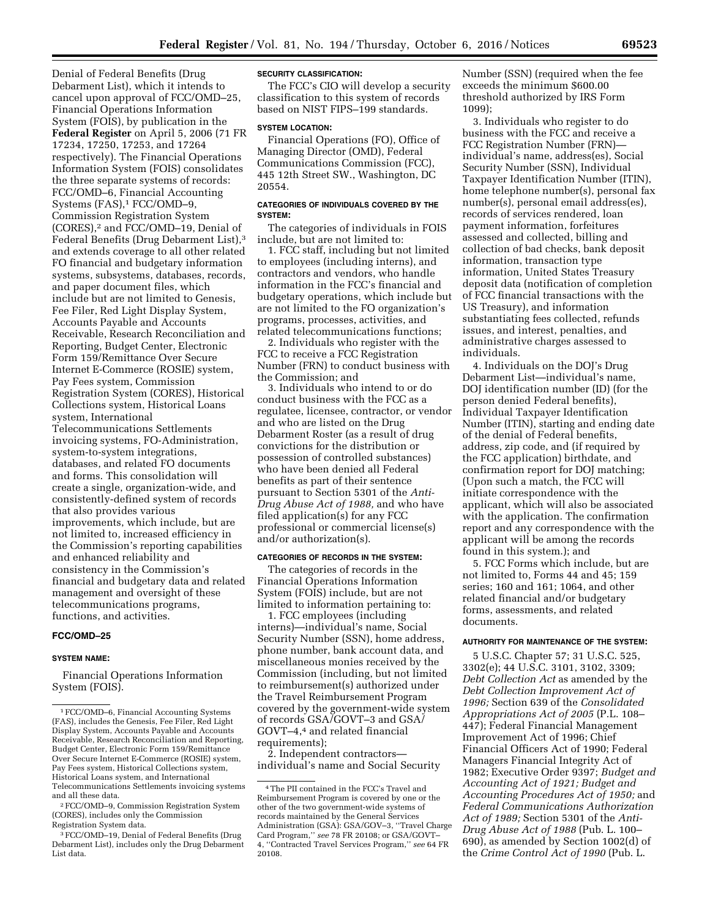Denial of Federal Benefits (Drug Debarment List), which it intends to cancel upon approval of FCC/OMD–25, Financial Operations Information System (FOIS), by publication in the **Federal Register** on April 5, 2006 (71 FR 17234, 17250, 17253, and 17264 respectively). The Financial Operations Information System (FOIS) consolidates the three separate systems of records: FCC/OMD–6, Financial Accounting Systems (FAS),[1] FCC/OMD–9, Commission Registration System (CORES),[2] and FCC/OMD–19, Denial of Federal Benefits (Drug Debarment List),[3] and extends coverage to all other related FO financial and budgetary information systems, subsystems, databases, records, and paper document files, which include but are not limited to Genesis, Fee Filer, Red Light Display System, Accounts Payable and Accounts Receivable, Research Reconciliation and Reporting, Budget Center, Electronic Form 159/Remittance Over Secure Internet E-Commerce (ROSIE) system, Pay Fees system, Commission Registration System (CORES), Historical Collections system, Historical Loans system, International Telecommunications Settlements invoicing systems, FO-Administration, system-to-system integrations, databases, and related FO documents and forms. This consolidation will create a single, organization-wide, and consistently-defined system of records that also provides various improvements, which include, but are not limited to, increased efficiency in the Commission's reporting capabilities and enhanced reliability and consistency in the Commission's financial and budgetary data and related management and oversight of these telecommunications programs, functions, and activities.

## FCC/OMD–25

### SYSTEM NAME:

Financial Operations Information System (FOIS).

### SECURITY CLASSIFICATION:

The FCC's CIO will develop a security classification to this system of records based on NIST FIPS–199 standards.

### SYSTEM LOCATION:

Financial Operations (FO), Office of Managing Director (OMD), Federal Communications Commission (FCC), 445 12th Street SW., Washington, DC 20554.

### CATEGORIES OF INDIVIDUALS COVERED BY THE SYSTEM:

The categories of individuals in FOIS include, but are not limited to:

1. FCC staff, including but not limited to employees (including interns), and contractors and vendors, who handle information in the FCC's financial and budgetary operations, which include but are not limited to the FO organization's programs, processes, activities, and related telecommunications functions;

2. Individuals who register with the FCC to receive a FCC Registration Number (FRN) to conduct business with the Commission; and

3. Individuals who intend to or do conduct business with the FCC as a regulatee, licensee, contractor, or vendor and who are listed on the Drug Debarment Roster (as a result of drug convictions for the distribution or possession of controlled substances) who have been denied all Federal benefits as part of their sentence pursuant to Section 5301 of the *Anti-Drug Abuse Act of 1988,* and who have filed application(s) for any FCC professional or commercial license(s) and/or authorization(s).

### CATEGORIES OF RECORDS IN THE SYSTEM:

The categories of records in the Financial Operations Information System (FOIS) include, but are not limited to information pertaining to:

1. FCC employees (including interns)—individual's name, Social Security Number (SSN), home address, phone number, bank account data, and miscellaneous monies received by the Commission (including, but not limited to reimbursement(s) authorized under the Travel Reimbursement Program covered by the government-wide system of records GSA/GOVT–3 and GSA/GOVT–4,[4] and related financial requirements);

2. Independent contractors—individual's name and Social Security Number (SSN) (required when the fee exceeds the minimum $600.00 threshold authorized by IRS Form 1099);

3. Individuals who register to do business with the FCC and receive a FCC Registration Number (FRN)—individual's name, address(es), Social Security Number (SSN), Individual Taxpayer Identification Number (ITIN), home telephone number(s), personal fax number(s), personal email address(es), records of services rendered, loan payment information, forfeitures assessed and collected, billing and collection of bad checks, bank deposit information, transaction type information, United States Treasury deposit data (notification of completion of FCC financial transactions with the US Treasury), and information substantiating fees collected, refunds issues, and interest, penalties, and administrative charges assessed to individuals.

4. Individuals on the DOJ's Drug Debarment List—individual's name, DOJ identification number (ID) (for the person denied Federal benefits), Individual Taxpayer Identification Number (ITIN), starting and ending date of the denial of Federal benefits, address, zip code, and (if required by the FCC application) birthdate, and confirmation report for DOJ matching; (Upon such a match, the FCC will initiate correspondence with the applicant, which will also be associated with the application. The confirmation report and any correspondence with the applicant will be among the records found in this system.); and

5. FCC Forms which include, but are not limited to, Forms 44 and 45; 159 series; 160 and 161; 1064, and other related financial and/or budgetary forms, assessments, and related documents.

### AUTHORITY FOR MAINTENANCE OF THE SYSTEM:

5 U.S.C. Chapter 57; 31 U.S.C. 525, 3302(e); 44 U.S.C. 3101, 3102, 3309; *Debt Collection Act* as amended by the *Debt Collection Improvement Act of 1996;* Section 639 of the *Consolidated Appropriations Act of 2005* (P.L. 108–447); Federal Financial Management Improvement Act of 1996; Chief Financial Officers Act of 1990; Federal Managers Financial Integrity Act of 1982; Executive Order 9397; *Budget and Accounting Act of 1921; Budget and Accounting Procedures Act of 1950;* and *Federal Communications Authorization Act of 1989;* Section 5301 of the *Anti-Drug Abuse Act of 1988* (Pub. L. 100–690), as amended by Section 1002(d) of the *Crime Control Act of 1990* (Pub. L.

---

[1] FCC/OMD–6, Financial Accounting Systems (FAS), includes the Genesis, Fee Filer, Red Light Display System, Accounts Payable and Accounts Receivable, Research Reconciliation and Reporting, Budget Center, Electronic Form 159/Remittance Over Secure Internet E-Commerce (ROSIE) system, Pay Fees system, Historical Collections system, Historical Loans system, and International Telecommunications Settlements invoicing systems and all these data.

[2] FCC/OMD–9, Commission Registration System (CORES), includes only the Commission Registration System data.

[3] FCC/OMD–19, Denial of Federal Benefits (Drug Debarment List), includes only the Drug Debarment List data.

[4] The PII contained in the FCC's Travel and Reimbursement Program is covered by one or the other of the two government-wide systems of records maintained by the General Services Administration (GSA): GSA/GOV–3, ''Travel Charge Card Program,'' *see* 78 FR 20108; or GSA/GOVT–4, ''Contracted Travel Services Program,'' *see* 64 FR 20108.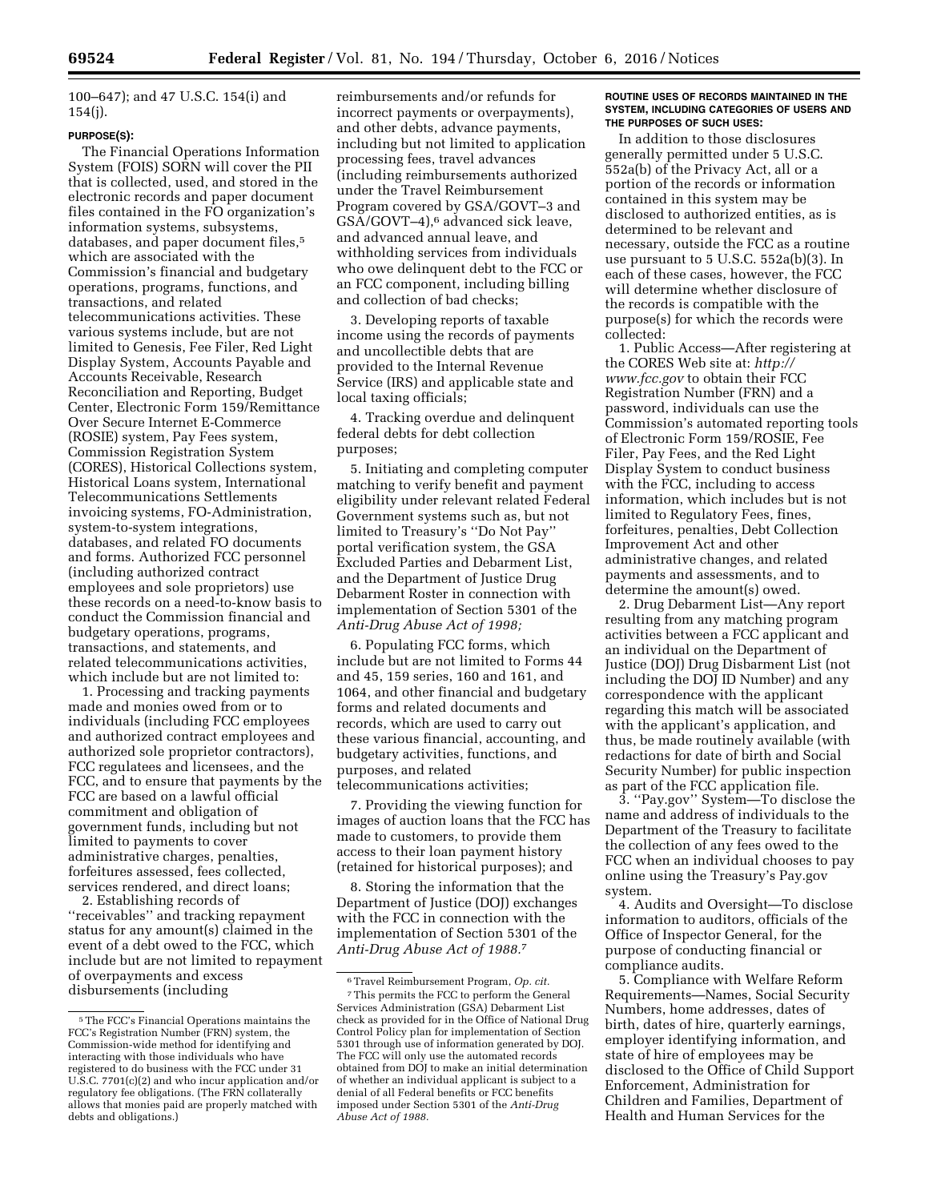100–647); and 47 U.S.C. 154(i) and 154(j).

#### PURPOSE(S):

The Financial Operations Information System (FOIS) SORN will cover the PII that is collected, used, and stored in the electronic records and paper document files contained in the FO organization's information systems, subsystems, databases, and paper document files,[5] which are associated with the Commission's financial and budgetary operations, programs, functions, and transactions, and related telecommunications activities. These various systems include, but are not limited to Genesis, Fee Filer, Red Light Display System, Accounts Payable and Accounts Receivable, Research Reconciliation and Reporting, Budget Center, Electronic Form 159/Remittance Over Secure Internet E-Commerce (ROSIE) system, Pay Fees system, Commission Registration System (CORES), Historical Collections system, Historical Loans system, International Telecommunications Settlements invoicing systems, FO-Administration, system-to-system integrations, databases, and related FO documents and forms. Authorized FCC personnel (including authorized contract employees and sole proprietors) use these records on a need-to-know basis to conduct the Commission financial and budgetary operations, programs, transactions, and statements, and related telecommunications activities, which include but are not limited to:

1. Processing and tracking payments made and monies owed from or to individuals (including FCC employees and authorized contract employees and authorized sole proprietor contractors), FCC regulatees and licensees, and the FCC, and to ensure that payments by the FCC are based on a lawful official commitment and obligation of government funds, including but not limited to payments to cover administrative charges, penalties, forfeitures assessed, fees collected, services rendered, and direct loans;

2. Establishing records of ''receivables'' and tracking repayment status for any amount(s) claimed in the event of a debt owed to the FCC, which include but are not limited to repayment of overpayments and excess disbursements (including reimbursements and/or refunds for incorrect payments or overpayments), and other debts, advance payments, including but not limited to application processing fees, travel advances (including reimbursements authorized under the Travel Reimbursement Program covered by GSA/GOVT–3 and GSA/GOVT–4),[6] advanced sick leave, and advanced annual leave, and withholding services from individuals who owe delinquent debt to the FCC or an FCC component, including billing and collection of bad checks;

3. Developing reports of taxable income using the records of payments and uncollectible debts that are provided to the Internal Revenue Service (IRS) and applicable state and local taxing officials;

4. Tracking overdue and delinquent federal debts for debt collection purposes;

5. Initiating and completing computer matching to verify benefit and payment eligibility under relevant related Federal Government systems such as, but not limited to Treasury's ''Do Not Pay'' portal verification system, the GSA Excluded Parties and Debarment List, and the Department of Justice Drug Debarment Roster in connection with implementation of Section 5301 of the *Anti-Drug Abuse Act of 1998;*

6. Populating FCC forms, which include but are not limited to Forms 44 and 45, 159 series, 160 and 161, and 1064, and other financial and budgetary forms and related documents and records, which are used to carry out these various financial, accounting, and budgetary activities, functions, and purposes, and related telecommunications activities;

7. Providing the viewing function for images of auction loans that the FCC has made to customers, to provide them access to their loan payment history (retained for historical purposes); and

8. Storing the information that the Department of Justice (DOJ) exchanges with the FCC in connection with the implementation of Section 5301 of the *Anti-Drug Abuse Act of 1988.*[7]

#### ROUTINE USES OF RECORDS MAINTAINED IN THE SYSTEM, INCLUDING CATEGORIES OF USERS AND THE PURPOSES OF SUCH USES:

In addition to those disclosures generally permitted under 5 U.S.C. 552a(b) of the Privacy Act, all or a portion of the records or information contained in this system may be disclosed to authorized entities, as is determined to be relevant and necessary, outside the FCC as a routine use pursuant to 5 U.S.C. 552a(b)(3). In each of these cases, however, the FCC will determine whether disclosure of the records is compatible with the purpose(s) for which the records were collected:

1. Public Access—After registering at the CORES Web site at: *http://www.fcc.gov* to obtain their FCC Registration Number (FRN) and a password, individuals can use the Commission's automated reporting tools of Electronic Form 159/ROSIE, Fee Filer, Pay Fees, and the Red Light Display System to conduct business with the FCC, including to access information, which includes but is not limited to Regulatory Fees, fines, forfeitures, penalties, Debt Collection Improvement Act and other administrative changes, and related payments and assessments, and to determine the amount(s) owed.

2. Drug Debarment List—Any report resulting from any matching program activities between a FCC applicant and an individual on the Department of Justice (DOJ) Drug Disbarment List (not including the DOJ ID Number) and any correspondence with the applicant regarding this match will be associated with the applicant's application, and thus, be made routinely available (with redactions for date of birth and Social Security Number) for public inspection as part of the FCC application file.

3. ''Pay.gov'' System—To disclose the name and address of individuals to the Department of the Treasury to facilitate the collection of any fees owed to the FCC when an individual chooses to pay online using the Treasury's Pay.gov system.

4. Audits and Oversight—To disclose information to auditors, officials of the Office of Inspector General, for the purpose of conducting financial or compliance audits.

5. Compliance with Welfare Reform Requirements—Names, Social Security Numbers, home addresses, dates of birth, dates of hire, quarterly earnings, employer identifying information, and state of hire of employees may be disclosed to the Office of Child Support Enforcement, Administration for Children and Families, Department of Health and Human Services for the

---

[5] The FCC's Financial Operations maintains the FCC's Registration Number (FRN) system, the Commission-wide method for identifying and interacting with those individuals who have registered to do business with the FCC under 31 U.S.C. 7701(c)(2) and who incur application and/or regulatory fee obligations. (The FRN collaterally allows that monies paid are properly matched with debts and obligations.)

[6] Travel Reimbursement Program, *Op. cit.*

[7] This permits the FCC to perform the General Services Administration (GSA) Debarment List check as provided for in the Office of National Drug Control Policy plan for implementation of Section 5301 through use of information generated by DOJ. The FCC will only use the automated records obtained from DOJ to make an initial determination of whether an individual applicant is subject to a denial of all Federal benefits or FCC benefits imposed under Section 5301 of the *Anti-Drug Abuse Act of 1988.*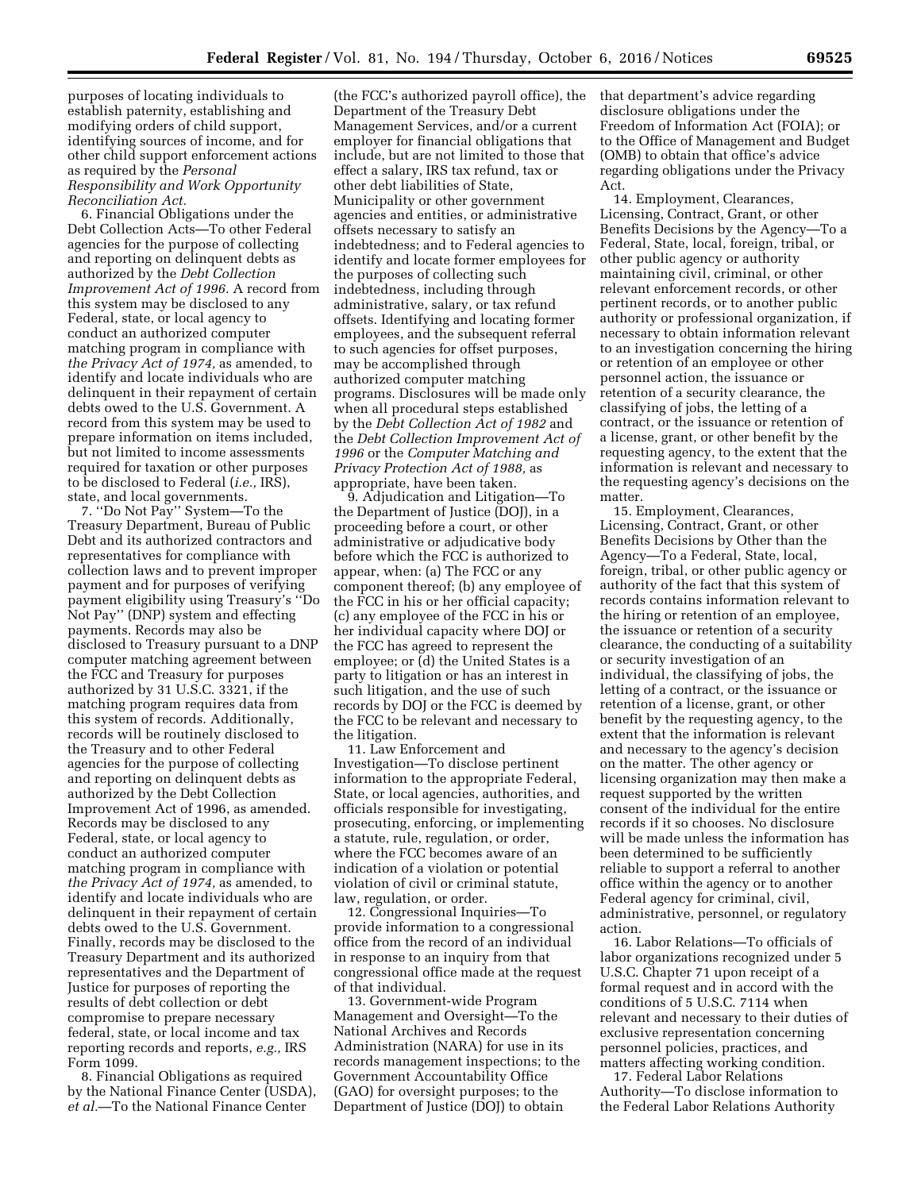purposes of locating individuals to establish paternity, establishing and modifying orders of child support, identifying sources of income, and for other child support enforcement actions as required by the *Personal Responsibility and Work Opportunity Reconciliation Act.*

6. Financial Obligations under the Debt Collection Acts—To other Federal agencies for the purpose of collecting and reporting on delinquent debts as authorized by the *Debt Collection Improvement Act of 1996.* A record from this system may be disclosed to any Federal, state, or local agency to conduct an authorized computer matching program in compliance with *the Privacy Act of 1974,* as amended, to identify and locate individuals who are delinquent in their repayment of certain debts owed to the U.S. Government. A record from this system may be used to prepare information on items included, but not limited to income assessments required for taxation or other purposes to be disclosed to Federal (*i.e.,* IRS), state, and local governments.

7. ''Do Not Pay'' System—To the Treasury Department, Bureau of Public Debt and its authorized contractors and representatives for compliance with collection laws and to prevent improper payment and for purposes of verifying payment eligibility using Treasury's ''Do Not Pay'' (DNP) system and effecting payments. Records may also be disclosed to Treasury pursuant to a DNP computer matching agreement between the FCC and Treasury for purposes authorized by 31 U.S.C. 3321, if the matching program requires data from this system of records. Additionally, records will be routinely disclosed to the Treasury and to other Federal agencies for the purpose of collecting and reporting on delinquent debts as authorized by the Debt Collection Improvement Act of 1996, as amended. Records may be disclosed to any Federal, state, or local agency to conduct an authorized computer matching program in compliance with *the Privacy Act of 1974,* as amended, to identify and locate individuals who are delinquent in their repayment of certain debts owed to the U.S. Government. Finally, records may be disclosed to the Treasury Department and its authorized representatives and the Department of Justice for purposes of reporting the results of debt collection or debt compromise to prepare necessary federal, state, or local income and tax reporting records and reports, *e.g.,* IRS Form 1099.

8. Financial Obligations as required by the National Finance Center (USDA), *et al.*—To the National Finance Center (the FCC's authorized payroll office), the Department of the Treasury Debt Management Services, and/or a current employer for financial obligations that include, but are not limited to those that effect a salary, IRS tax refund, tax or other debt liabilities of State, Municipality or other government agencies and entities, or administrative offsets necessary to satisfy an indebtedness; and to Federal agencies to identify and locate former employees for the purposes of collecting such indebtedness, including through administrative, salary, or tax refund offsets. Identifying and locating former employees, and the subsequent referral to such agencies for offset purposes, may be accomplished through authorized computer matching programs. Disclosures will be made only when all procedural steps established by the *Debt Collection Act of 1982* and the *Debt Collection Improvement Act of 1996* or the *Computer Matching and Privacy Protection Act of 1988,* as appropriate, have been taken.

9. Adjudication and Litigation—To the Department of Justice (DOJ), in a proceeding before a court, or other administrative or adjudicative body before which the FCC is authorized to appear, when: (a) The FCC or any component thereof; (b) any employee of the FCC in his or her official capacity; (c) any employee of the FCC in his or her individual capacity where DOJ or the FCC has agreed to represent the employee; or (d) the United States is a party to litigation or has an interest in such litigation, and the use of such records by DOJ or the FCC is deemed by the FCC to be relevant and necessary to the litigation.

11. Law Enforcement and Investigation—To disclose pertinent information to the appropriate Federal, State, or local agencies, authorities, and officials responsible for investigating, prosecuting, enforcing, or implementing a statute, rule, regulation, or order, where the FCC becomes aware of an indication of a violation or potential violation of civil or criminal statute, law, regulation, or order.

12. Congressional Inquiries—To provide information to a congressional office from the record of an individual in response to an inquiry from that congressional office made at the request of that individual.

13. Government-wide Program Management and Oversight—To the National Archives and Records Administration (NARA) for use in its records management inspections; to the Government Accountability Office (GAO) for oversight purposes; to the Department of Justice (DOJ) to obtain that department's advice regarding disclosure obligations under the Freedom of Information Act (FOIA); or to the Office of Management and Budget (OMB) to obtain that office's advice regarding obligations under the Privacy Act.

14. Employment, Clearances, Licensing, Contract, Grant, or other Benefits Decisions by the Agency—To a Federal, State, local, foreign, tribal, or other public agency or authority maintaining civil, criminal, or other relevant enforcement records, or other pertinent records, or to another public authority or professional organization, if necessary to obtain information relevant to an investigation concerning the hiring or retention of an employee or other personnel action, the issuance or retention of a security clearance, the classifying of jobs, the letting of a contract, or the issuance or retention of a license, grant, or other benefit by the requesting agency, to the extent that the information is relevant and necessary to the requesting agency's decisions on the matter.

15. Employment, Clearances, Licensing, Contract, Grant, or other Benefits Decisions by Other than the Agency—To a Federal, State, local, foreign, tribal, or other public agency or authority of the fact that this system of records contains information relevant to the hiring or retention of an employee, the issuance or retention of a security clearance, the conducting of a suitability or security investigation of an individual, the classifying of jobs, the letting of a contract, or the issuance or retention of a license, grant, or other benefit by the requesting agency, to the extent that the information is relevant and necessary to the agency's decision on the matter. The other agency or licensing organization may then make a request supported by the written consent of the individual for the entire records if it so chooses. No disclosure will be made unless the information has been determined to be sufficiently reliable to support a referral to another office within the agency or to another Federal agency for criminal, civil, administrative, personnel, or regulatory action.

16. Labor Relations—To officials of labor organizations recognized under 5 U.S.C. Chapter 71 upon receipt of a formal request and in accord with the conditions of 5 U.S.C. 7114 when relevant and necessary to their duties of exclusive representation concerning personnel policies, practices, and matters affecting working condition.

17. Federal Labor Relations Authority—To disclose information to the Federal Labor Relations Authority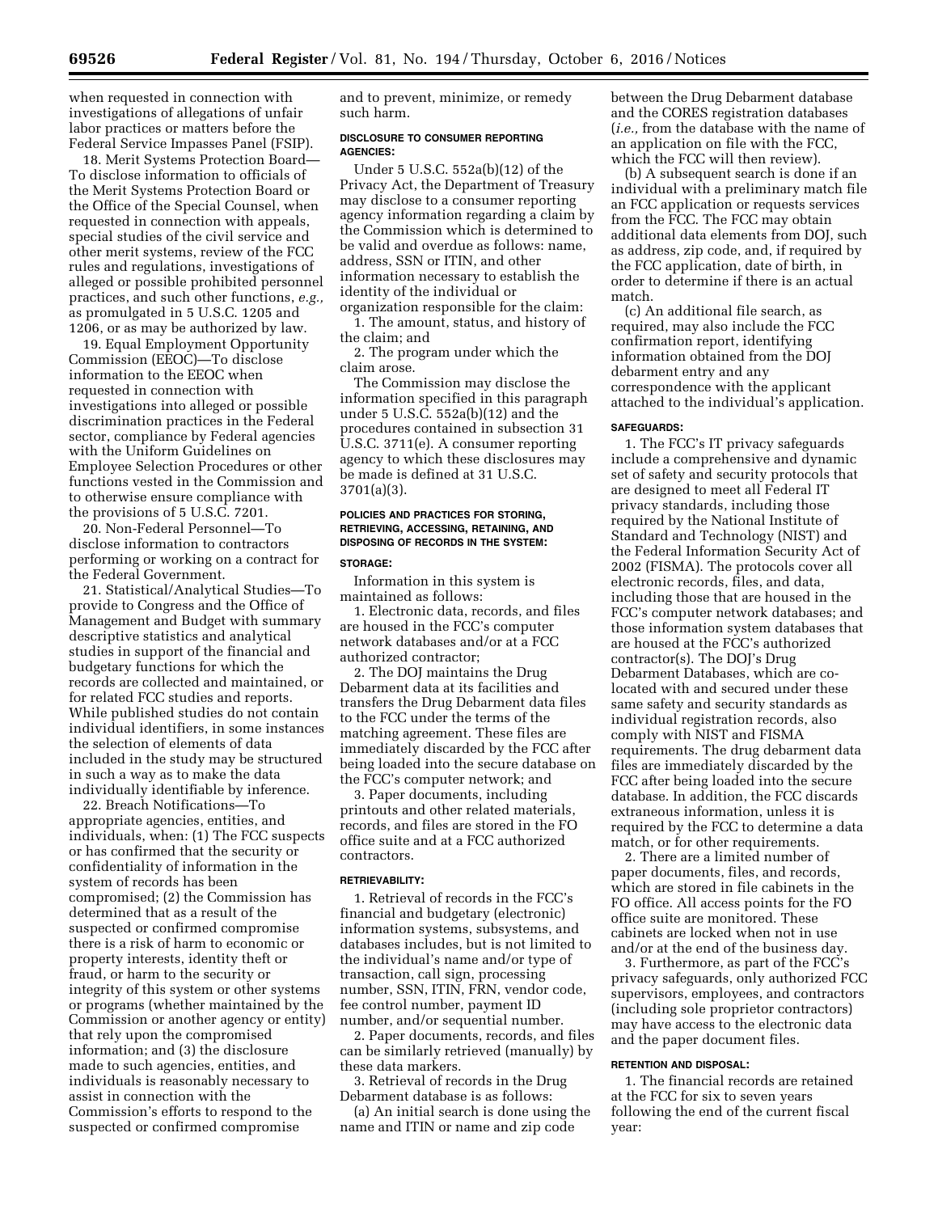when requested in connection with investigations of allegations of unfair labor practices or matters before the Federal Service Impasses Panel (FSIP).

18. Merit Systems Protection Board—To disclose information to officials of the Merit Systems Protection Board or the Office of the Special Counsel, when requested in connection with appeals, special studies of the civil service and other merit systems, review of the FCC rules and regulations, investigations of alleged or possible prohibited personnel practices, and such other functions, *e.g.,* as promulgated in 5 U.S.C. 1205 and 1206, or as may be authorized by law.

19. Equal Employment Opportunity Commission (EEOC)—To disclose information to the EEOC when requested in connection with investigations into alleged or possible discrimination practices in the Federal sector, compliance by Federal agencies with the Uniform Guidelines on Employee Selection Procedures or other functions vested in the Commission and to otherwise ensure compliance with the provisions of 5 U.S.C. 7201.

20. Non-Federal Personnel—To disclose information to contractors performing or working on a contract for the Federal Government.

21. Statistical/Analytical Studies—To provide to Congress and the Office of Management and Budget with summary descriptive statistics and analytical studies in support of the financial and budgetary functions for which the records are collected and maintained, or for related FCC studies and reports. While published studies do not contain individual identifiers, in some instances the selection of elements of data included in the study may be structured in such a way as to make the data individually identifiable by inference.

22. Breach Notifications—To appropriate agencies, entities, and individuals, when: (1) The FCC suspects or has confirmed that the security or confidentiality of information in the system of records has been compromised; (2) the Commission has determined that as a result of the suspected or confirmed compromise there is a risk of harm to economic or property interests, identity theft or fraud, or harm to the security or integrity of this system or other systems or programs (whether maintained by the Commission or another agency or entity) that rely upon the compromised information; and (3) the disclosure made to such agencies, entities, and individuals is reasonably necessary to assist in connection with the Commission's efforts to respond to the suspected or confirmed compromise and to prevent, minimize, or remedy such harm.

#### DISCLOSURE TO CONSUMER REPORTING AGENCIES:

Under 5 U.S.C. 552a(b)(12) of the Privacy Act, the Department of Treasury may disclose to a consumer reporting agency information regarding a claim by the Commission which is determined to be valid and overdue as follows: name, address, SSN or ITIN, and other information necessary to establish the identity of the individual or organization responsible for the claim:

1. The amount, status, and history of the claim; and

2. The program under which the claim arose.

The Commission may disclose the information specified in this paragraph under 5 U.S.C. 552a(b)(12) and the procedures contained in subsection 31 U.S.C. 3711(e). A consumer reporting agency to which these disclosures may be made is defined at 31 U.S.C. 3701(a)(3).

#### POLICIES AND PRACTICES FOR STORING, RETRIEVING, ACCESSING, RETAINING, AND DISPOSING OF RECORDS IN THE SYSTEM:

#### STORAGE:

Information in this system is maintained as follows:

1. Electronic data, records, and files are housed in the FCC's computer network databases and/or at a FCC authorized contractor;

2. The DOJ maintains the Drug Debarment data at its facilities and transfers the Drug Debarment data files to the FCC under the terms of the matching agreement. These files are immediately discarded by the FCC after being loaded into the secure database on the FCC's computer network; and

3. Paper documents, including printouts and other related materials, records, and files are stored in the FO office suite and at a FCC authorized contractors.

#### RETRIEVABILITY:

1. Retrieval of records in the FCC's financial and budgetary (electronic) information systems, subsystems, and databases includes, but is not limited to the individual's name and/or type of transaction, call sign, processing number, SSN, ITIN, FRN, vendor code, fee control number, payment ID number, and/or sequential number.

2. Paper documents, records, and files can be similarly retrieved (manually) by these data markers.

3. Retrieval of records in the Drug Debarment database is as follows:

(a) An initial search is done using the name and ITIN or name and zip code between the Drug Debarment database and the CORES registration databases (*i.e.,* from the database with the name of an application on file with the FCC, which the FCC will then review).

(b) A subsequent search is done if an individual with a preliminary match file an FCC application or requests services from the FCC. The FCC may obtain additional data elements from DOJ, such as address, zip code, and, if required by the FCC application, date of birth, in order to determine if there is an actual match.

(c) An additional file search, as required, may also include the FCC confirmation report, identifying information obtained from the DOJ debarment entry and any correspondence with the applicant attached to the individual's application.

#### SAFEGUARDS:

1. The FCC's IT privacy safeguards include a comprehensive and dynamic set of safety and security protocols that are designed to meet all Federal IT privacy standards, including those required by the National Institute of Standard and Technology (NIST) and the Federal Information Security Act of 2002 (FISMA). The protocols cover all electronic records, files, and data, including those that are housed in the FCC's computer network databases; and those information system databases that are housed at the FCC's authorized contractor(s). The DOJ's Drug Debarment Databases, which are co-located with and secured under these same safety and security standards as individual registration records, also comply with NIST and FISMA requirements. The drug debarment data files are immediately discarded by the FCC after being loaded into the secure database. In addition, the FCC discards extraneous information, unless it is required by the FCC to determine a data match, or for other requirements.

2. There are a limited number of paper documents, files, and records, which are stored in file cabinets in the FO office. All access points for the FO office suite are monitored. These cabinets are locked when not in use and/or at the end of the business day.

3. Furthermore, as part of the FCC's privacy safeguards, only authorized FCC supervisors, employees, and contractors (including sole proprietor contractors) may have access to the electronic data and the paper document files.

#### RETENTION AND DISPOSAL:

1. The financial records are retained at the FCC for six to seven years following the end of the current fiscal year: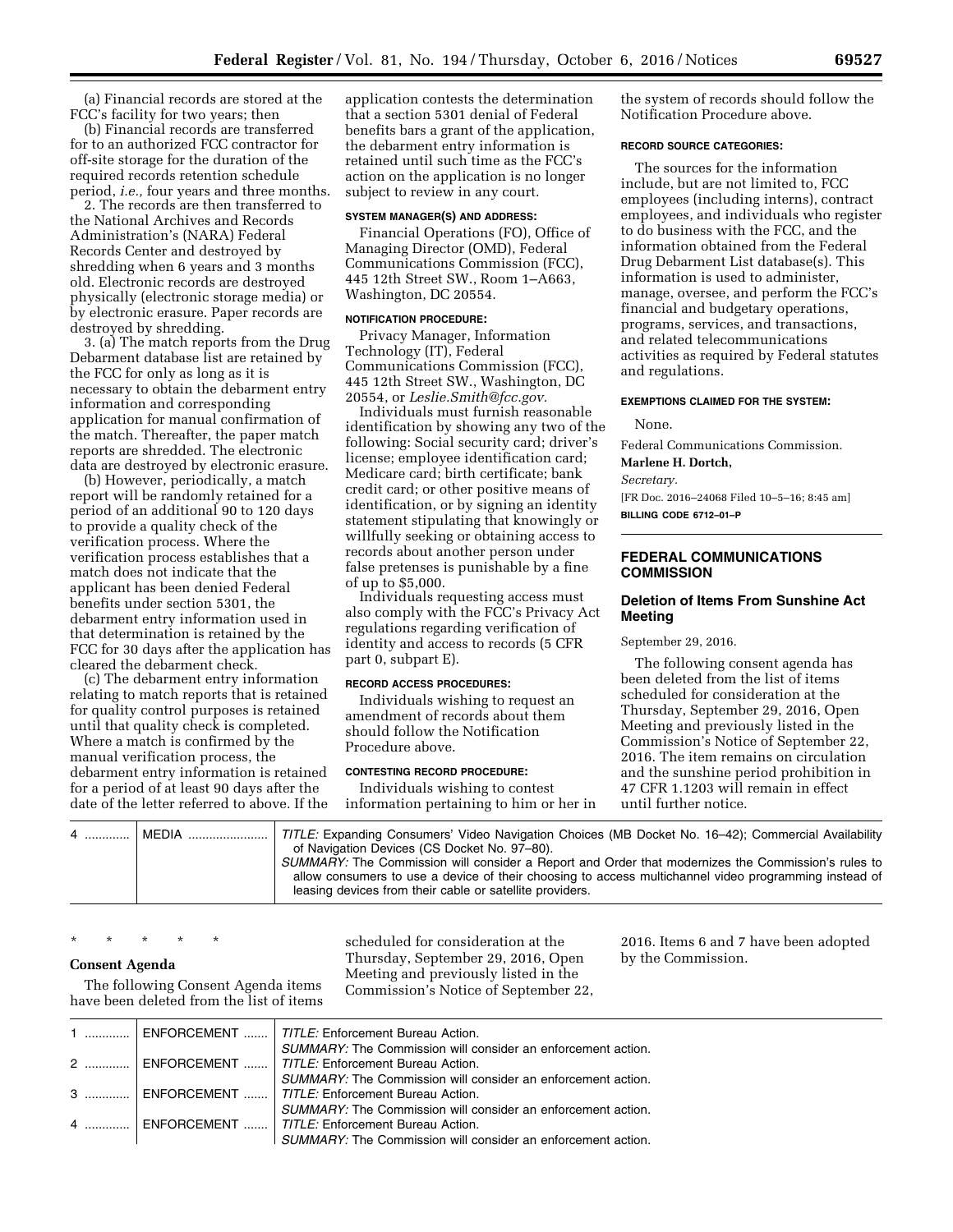(a) Financial records are stored at the FCC's facility for two years; then

(b) Financial records are transferred for to an authorized FCC contractor for off-site storage for the duration of the required records retention schedule period, *i.e.,* four years and three months.

2. The records are then transferred to the National Archives and Records Administration's (NARA) Federal Records Center and destroyed by shredding when 6 years and 3 months old. Electronic records are destroyed physically (electronic storage media) or by electronic erasure. Paper records are destroyed by shredding.

3. (a) The match reports from the Drug Debarment database list are retained by the FCC for only as long as it is necessary to obtain the debarment entry information and corresponding application for manual confirmation of the match. Thereafter, the paper match reports are shredded. The electronic data are destroyed by electronic erasure.

(b) However, periodically, a match report will be randomly retained for a period of an additional 90 to 120 days to provide a quality check of the verification process. Where the verification process establishes that a match does not indicate that the applicant has been denied Federal benefits under section 5301, the debarment entry information used in that determination is retained by the FCC for 30 days after the application has cleared the debarment check.

(c) The debarment entry information relating to match reports that is retained for quality control purposes is retained until that quality check is completed. Where a match is confirmed by the manual verification process, the debarment entry information is retained for a period of at least 90 days after the date of the letter referred to above. If the application contests the determination that a section 5301 denial of Federal benefits bars a grant of the application, the debarment entry information is retained until such time as the FCC's action on the application is no longer subject to review in any court.

**SYSTEM MANAGER(S) AND ADDRESS:**

Financial Operations (FO), Office of Managing Director (OMD), Federal Communications Commission (FCC), 445 12th Street SW., Room 1–A663, Washington, DC 20554.

**NOTIFICATION PROCEDURE:**

Privacy Manager, Information Technology (IT), Federal Communications Commission (FCC), 445 12th Street SW., Washington, DC 20554, or *Leslie.Smith@fcc.gov.*

Individuals must furnish reasonable identification by showing any two of the following: Social security card; driver's license; employee identification card; Medicare card; birth certificate; bank credit card; or other positive means of identification, or by signing an identity statement stipulating that knowingly or willfully seeking or obtaining access to records about another person under false pretenses is punishable by a fine of up to $5,000.

Individuals requesting access must also comply with the FCC's Privacy Act regulations regarding verification of identity and access to records (5 CFR part 0, subpart E).

**RECORD ACCESS PROCEDURES:**

Individuals wishing to request an amendment of records about them should follow the Notification Procedure above.

**CONTESTING RECORD PROCEDURE:**

Individuals wishing to contest information pertaining to him or her in the system of records should follow the Notification Procedure above.

**RECORD SOURCE CATEGORIES:**

The sources for the information include, but are not limited to, FCC employees (including interns), contract employees, and individuals who register to do business with the FCC, and the information obtained from the Federal Drug Debarment List database(s). This information is used to administer, manage, oversee, and perform the FCC's financial and budgetary operations, programs, services, and transactions, and related telecommunications activities as required by Federal statutes and regulations.

**EXEMPTIONS CLAIMED FOR THE SYSTEM:**

None.

Federal Communications Commission.

**Marlene H. Dortch,**

*Secretary.*

[FR Doc. 2016–24068 Filed 10–5–16; 8:45 am]

**BILLING CODE 6712–01–P**

## FEDERAL COMMUNICATIONS COMMISSION

### Deletion of Items From Sunshine Act Meeting

September 29, 2016.

The following consent agenda has been deleted from the list of items scheduled for consideration at the Thursday, September 29, 2016, Open Meeting and previously listed in the Commission's Notice of September 22, 2016. The item remains on circulation and the sunshine period prohibition in 47 CFR 1.1203 will remain in effect until further notice.

| | | |
|---|---|---|
| 4 | MEDIA | *TITLE:* Expanding Consumers' Video Navigation Choices (MB Docket No. 16–42); Commercial Availability of Navigation Devices (CS Docket No. 97–80).<br>*SUMMARY:* The Commission will consider a Report and Order that modernizes the Commission's rules to allow consumers to use a device of their choosing to access multichannel video programming instead of leasing devices from their cable or satellite providers. |

\* \* \* \* \*

**Consent Agenda**

The following Consent Agenda items have been deleted from the list of items scheduled for consideration at the Thursday, September 29, 2016, Open Meeting and previously listed in the Commission's Notice of September 22, 2016. Items 6 and 7 have been adopted by the Commission.

| | | |
|---|---|---|
| 1 | ENFORCEMENT | *TITLE:* Enforcement Bureau Action.<br>*SUMMARY:* The Commission will consider an enforcement action. |
| 2 | ENFORCEMENT | *TITLE:* Enforcement Bureau Action.<br>*SUMMARY:* The Commission will consider an enforcement action. |
| 3 | ENFORCEMENT | *TITLE:* Enforcement Bureau Action.<br>*SUMMARY:* The Commission will consider an enforcement action. |
| 4 | ENFORCEMENT | *TITLE:* Enforcement Bureau Action.<br>*SUMMARY:* The Commission will consider an enforcement action. |